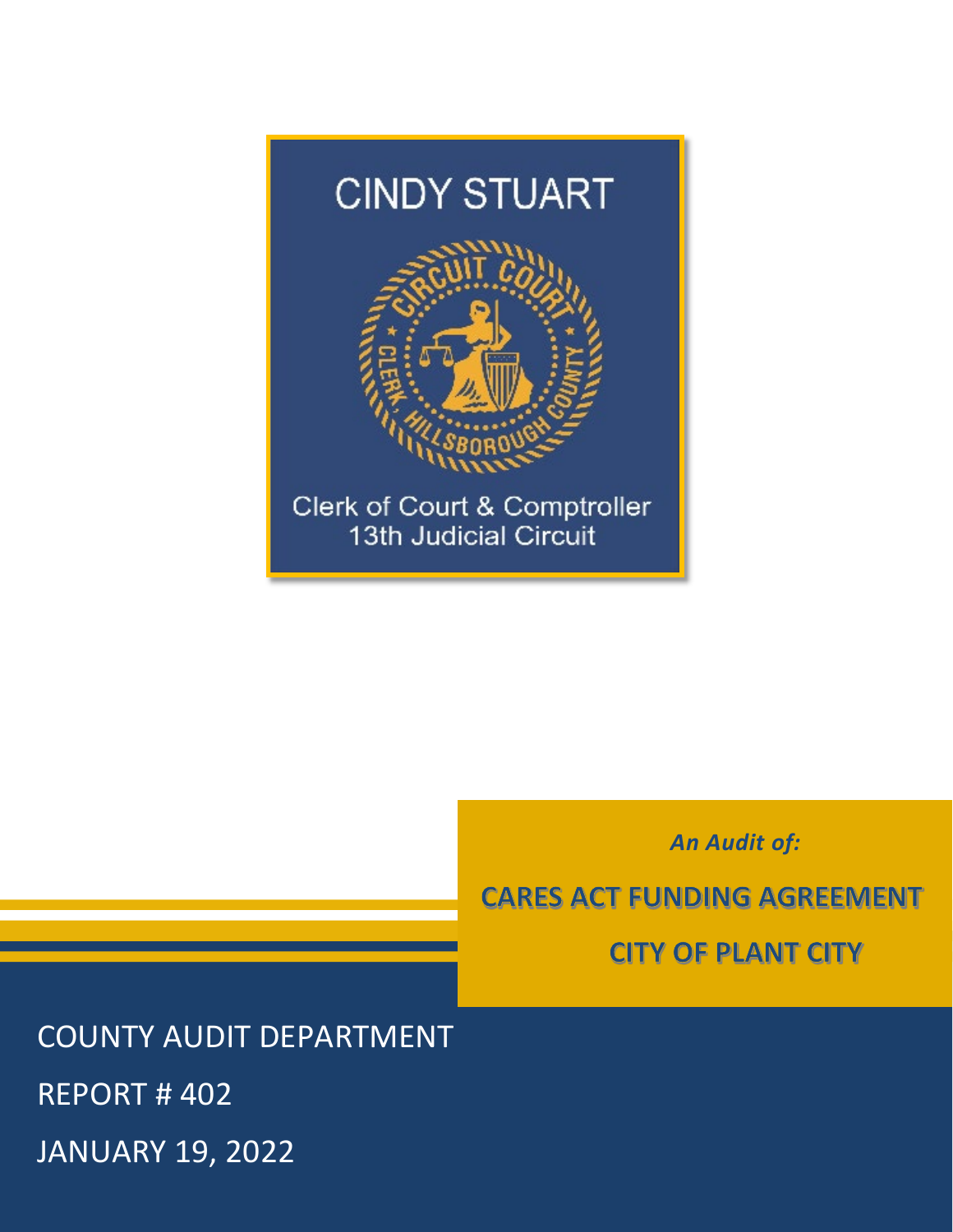# CINDY STUART

Clerk of Court & Comptroller
13th Judicial Circuit

*An Audit of:*

**CARES ACT FUNDING AGREEMENT**

**CITY OF PLANT CITY**

COUNTY AUDIT DEPARTMENT

REPORT # 402

JANUARY 19, 2022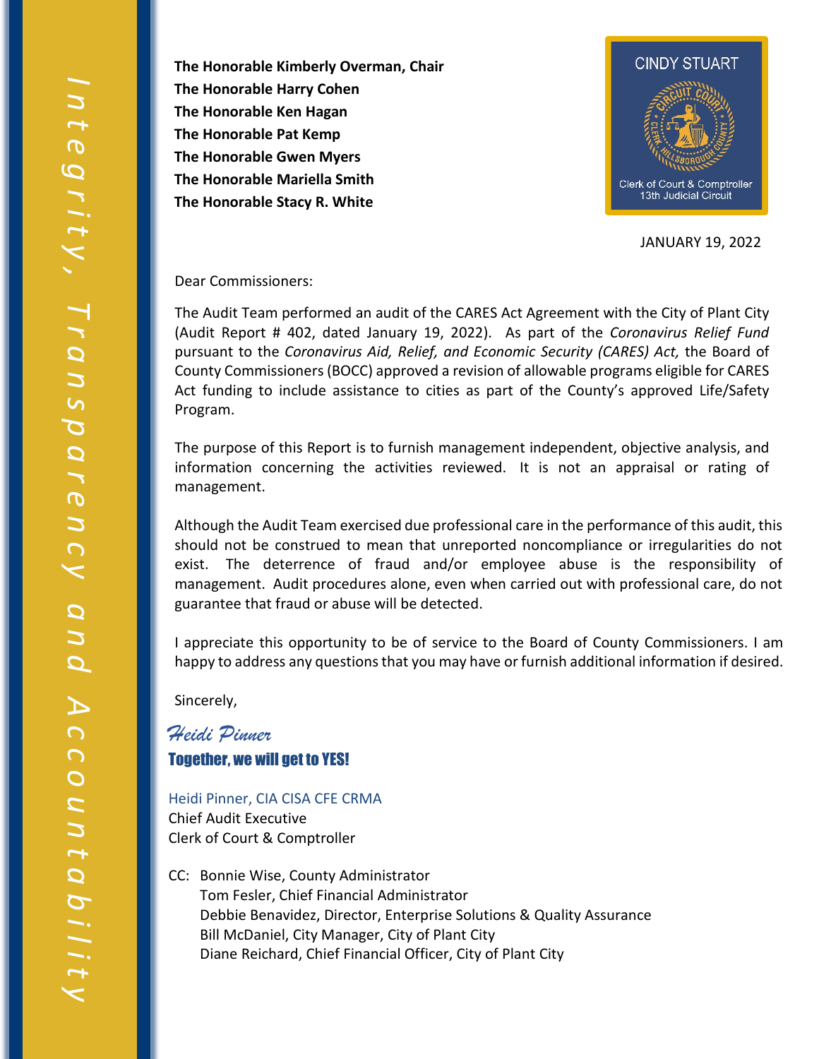**The Honorable Kimberly Overman, Chair**
**The Honorable Harry Cohen**
**The Honorable Ken Hagan**
**The Honorable Pat Kemp**
**The Honorable Gwen Myers**
**The Honorable Mariella Smith**
**The Honorable Stacy R. White**

CINDY STUART
Clerk of Court & Comptroller
13th Judicial Circuit

JANUARY 19, 2022

Dear Commissioners:

The Audit Team performed an audit of the CARES Act Agreement with the City of Plant City (Audit Report # 402, dated January 19, 2022). As part of the *Coronavirus Relief Fund* pursuant to the *Coronavirus Aid, Relief, and Economic Security (CARES) Act,* the Board of County Commissioners (BOCC) approved a revision of allowable programs eligible for CARES Act funding to include assistance to cities as part of the County's approved Life/Safety Program.

The purpose of this Report is to furnish management independent, objective analysis, and information concerning the activities reviewed. It is not an appraisal or rating of management.

Although the Audit Team exercised due professional care in the performance of this audit, this should not be construed to mean that unreported noncompliance or irregularities do not exist. The deterrence of fraud and/or employee abuse is the responsibility of management. Audit procedures alone, even when carried out with professional care, do not guarantee that fraud or abuse will be detected.

I appreciate this opportunity to be of service to the Board of County Commissioners. I am happy to address any questions that you may have or furnish additional information if desired.

Sincerely,

*Heidi Pinner*
**Together, we will get to YES!**

Heidi Pinner, CIA CISA CFE CRMA
Chief Audit Executive
Clerk of Court & Comptroller

CC: Bonnie Wise, County Administrator
Tom Fesler, Chief Financial Administrator
Debbie Benavidez, Director, Enterprise Solutions & Quality Assurance
Bill McDaniel, City Manager, City of Plant City
Diane Reichard, Chief Financial Officer, City of Plant City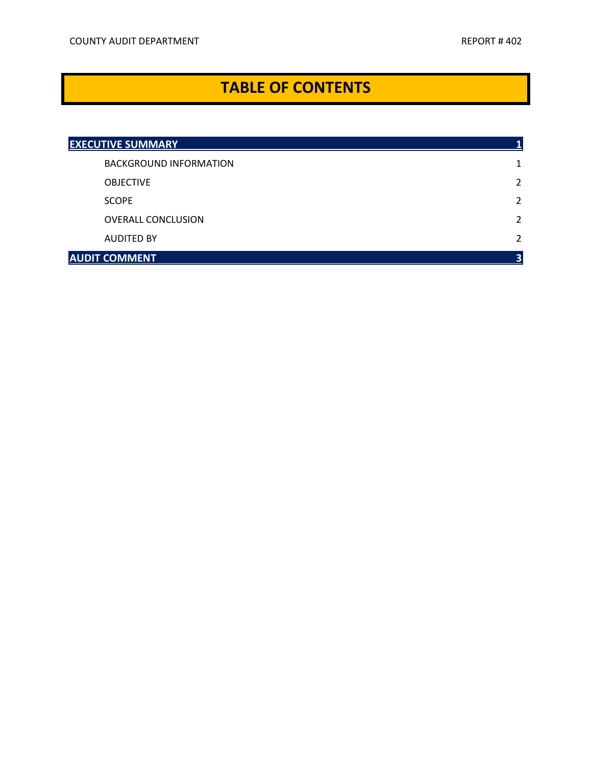# TABLE OF CONTENTS

| | |
|---|---|
| **EXECUTIVE SUMMARY** | **1** |
| BACKGROUND INFORMATION | 1 |
| OBJECTIVE | 2 |
| SCOPE | 2 |
| OVERALL CONCLUSION | 2 |
| AUDITED BY | 2 |
| **AUDIT COMMENT** | **3** |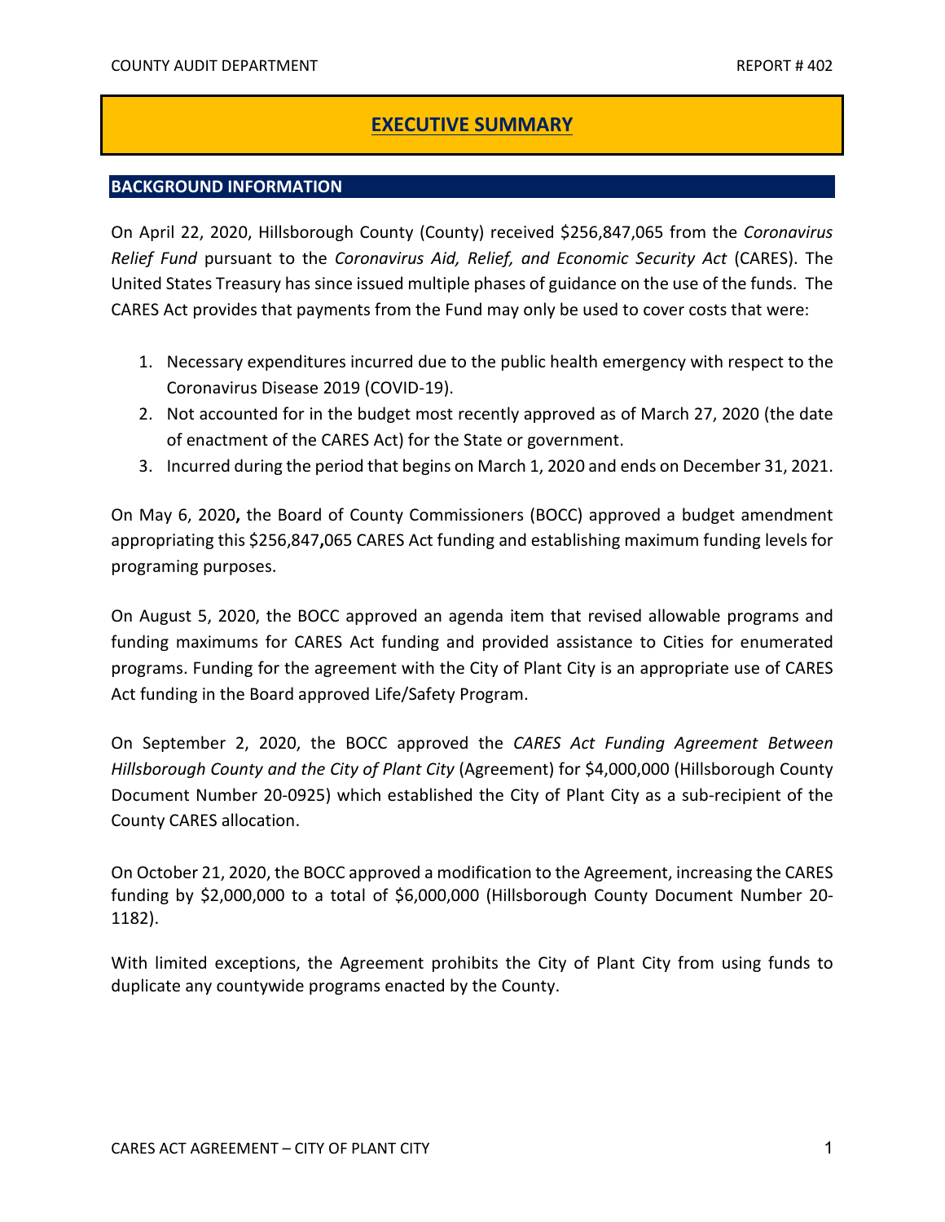# EXECUTIVE SUMMARY

## BACKGROUND INFORMATION

On April 22, 2020, Hillsborough County (County) received $256,847,065 from the *Coronavirus Relief Fund* pursuant to the *Coronavirus Aid, Relief, and Economic Security Act* (CARES). The United States Treasury has since issued multiple phases of guidance on the use of the funds. The CARES Act provides that payments from the Fund may only be used to cover costs that were:

1. Necessary expenditures incurred due to the public health emergency with respect to the Coronavirus Disease 2019 (COVID-19).
2. Not accounted for in the budget most recently approved as of March 27, 2020 (the date of enactment of the CARES Act) for the State or government.
3. Incurred during the period that begins on March 1, 2020 and ends on December 31, 2021.

On May 6, 2020**,** the Board of County Commissioners (BOCC) approved a budget amendment appropriating this $256,847**,**065 CARES Act funding and establishing maximum funding levels for programing purposes.

On August 5, 2020, the BOCC approved an agenda item that revised allowable programs and funding maximums for CARES Act funding and provided assistance to Cities for enumerated programs. Funding for the agreement with the City of Plant City is an appropriate use of CARES Act funding in the Board approved Life/Safety Program.

On September 2, 2020, the BOCC approved the *CARES Act Funding Agreement Between Hillsborough County and the City of Plant City* (Agreement) for $4,000,000 (Hillsborough County Document Number 20-0925) which established the City of Plant City as a sub-recipient of the County CARES allocation.

On October 21, 2020, the BOCC approved a modification to the Agreement, increasing the CARES funding by $2,000,000 to a total of $6,000,000 (Hillsborough County Document Number 20-1182).

With limited exceptions, the Agreement prohibits the City of Plant City from using funds to duplicate any countywide programs enacted by the County.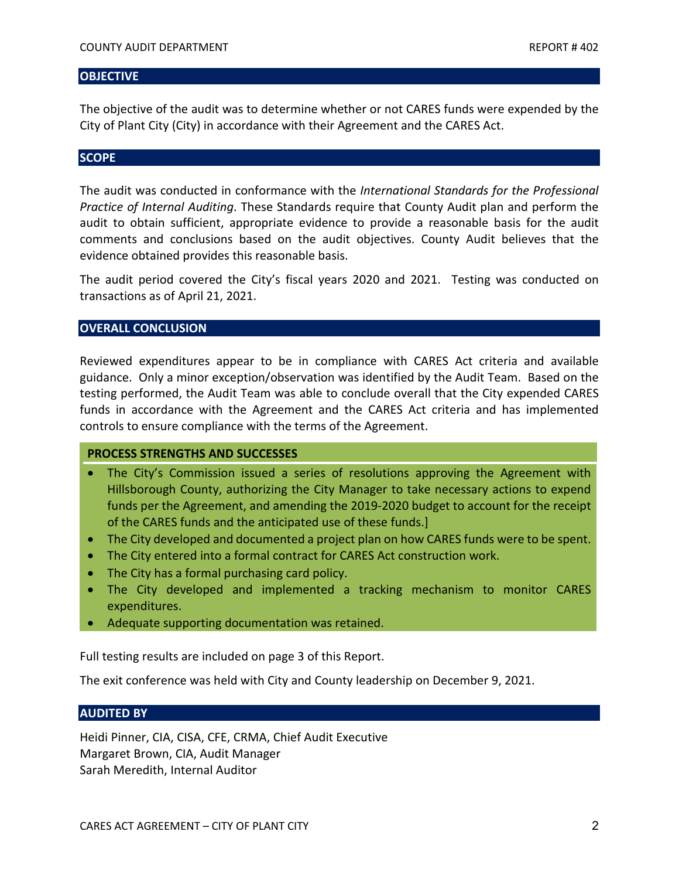## OBJECTIVE

The objective of the audit was to determine whether or not CARES funds were expended by the City of Plant City (City) in accordance with their Agreement and the CARES Act.

## SCOPE

The audit was conducted in conformance with the *International Standards for the Professional Practice of Internal Auditing*. These Standards require that County Audit plan and perform the audit to obtain sufficient, appropriate evidence to provide a reasonable basis for the audit comments and conclusions based on the audit objectives. County Audit believes that the evidence obtained provides this reasonable basis.

The audit period covered the City's fiscal years 2020 and 2021. Testing was conducted on transactions as of April 21, 2021.

## OVERALL CONCLUSION

Reviewed expenditures appear to be in compliance with CARES Act criteria and available guidance. Only a minor exception/observation was identified by the Audit Team. Based on the testing performed, the Audit Team was able to conclude overall that the City expended CARES funds in accordance with the Agreement and the CARES Act criteria and has implemented controls to ensure compliance with the terms of the Agreement.

### PROCESS STRENGTHS AND SUCCESSES

- The City's Commission issued a series of resolutions approving the Agreement with Hillsborough County, authorizing the City Manager to take necessary actions to expend funds per the Agreement, and amending the 2019-2020 budget to account for the receipt of the CARES funds and the anticipated use of these funds.]
- The City developed and documented a project plan on how CARES funds were to be spent.
- The City entered into a formal contract for CARES Act construction work.
- The City has a formal purchasing card policy.
- The City developed and implemented a tracking mechanism to monitor CARES expenditures.
- Adequate supporting documentation was retained.

Full testing results are included on page 3 of this Report.

The exit conference was held with City and County leadership on December 9, 2021.

## AUDITED BY

Heidi Pinner, CIA, CISA, CFE, CRMA, Chief Audit Executive
Margaret Brown, CIA, Audit Manager
Sarah Meredith, Internal Auditor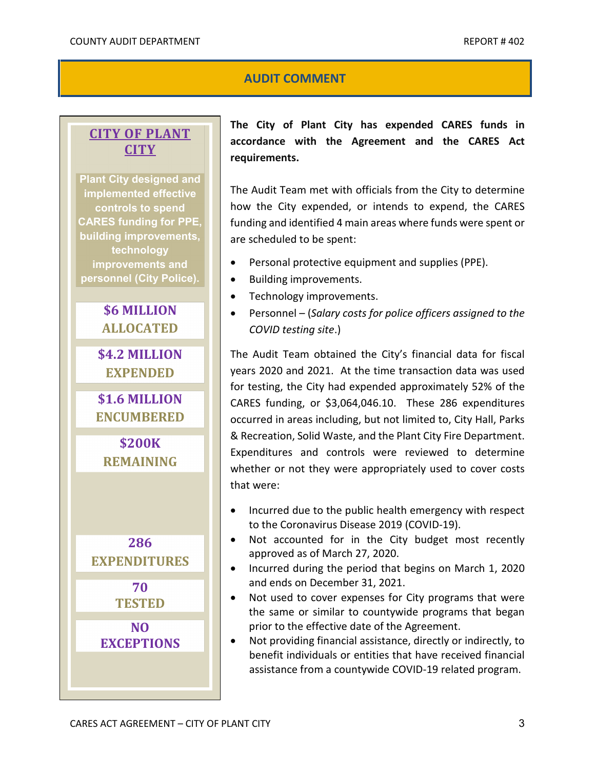## AUDIT COMMENT

### CITY OF PLANT CITY

**Plant City designed and implemented effective controls to spend CARES funding for PPE, building improvements, technology improvements and personnel (City Police).**

**$6 MILLION ALLOCATED**

**$4.2 MILLION EXPENDED**

**$1.6 MILLION ENCUMBERED**

**$200K REMAINING**

**286 EXPENDITURES**

**70 TESTED**

**NO EXCEPTIONS**

**The City of Plant City has expended CARES funds in accordance with the Agreement and the CARES Act requirements.**

The Audit Team met with officials from the City to determine how the City expended, or intends to expend, the CARES funding and identified 4 main areas where funds were spent or are scheduled to be spent:

- Personal protective equipment and supplies (PPE).
- Building improvements.
- Technology improvements.
- Personnel – (*Salary costs for police officers assigned to the COVID testing site*.)

The Audit Team obtained the City's financial data for fiscal years 2020 and 2021. At the time transaction data was used for testing, the City had expended approximately 52% of the CARES funding, or $3,064,046.10. These 286 expenditures occurred in areas including, but not limited to, City Hall, Parks & Recreation, Solid Waste, and the Plant City Fire Department. Expenditures and controls were reviewed to determine whether or not they were appropriately used to cover costs that were:

- Incurred due to the public health emergency with respect to the Coronavirus Disease 2019 (COVID-19).
- Not accounted for in the City budget most recently approved as of March 27, 2020.
- Incurred during the period that begins on March 1, 2020 and ends on December 31, 2021.
- Not used to cover expenses for City programs that were the same or similar to countywide programs that began prior to the effective date of the Agreement.
- Not providing financial assistance, directly or indirectly, to benefit individuals or entities that have received financial assistance from a countywide COVID-19 related program.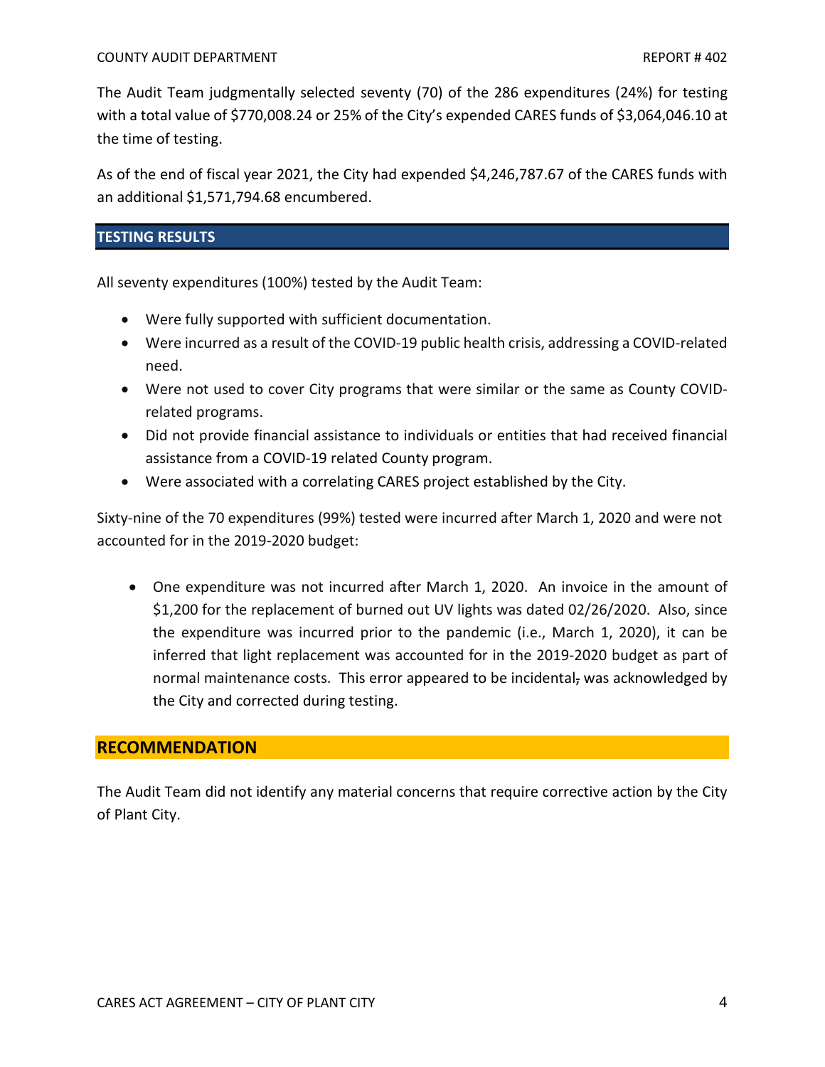The Audit Team judgmentally selected seventy (70) of the 286 expenditures (24%) for testing with a total value of $770,008.24 or 25% of the City's expended CARES funds of $3,064,046.10 at the time of testing.

As of the end of fiscal year 2021, the City had expended $4,246,787.67 of the CARES funds with an additional $1,571,794.68 encumbered.

## TESTING RESULTS

All seventy expenditures (100%) tested by the Audit Team:

- Were fully supported with sufficient documentation.
- Were incurred as a result of the COVID-19 public health crisis, addressing a COVID-related need.
- Were not used to cover City programs that were similar or the same as County COVID-related programs.
- Did not provide financial assistance to individuals or entities that had received financial assistance from a COVID-19 related County program.
- Were associated with a correlating CARES project established by the City.

Sixty-nine of the 70 expenditures (99%) tested were incurred after March 1, 2020 and were not accounted for in the 2019-2020 budget:

- One expenditure was not incurred after March 1, 2020. An invoice in the amount of $1,200 for the replacement of burned out UV lights was dated 02/26/2020. Also, since the expenditure was incurred prior to the pandemic (i.e., March 1, 2020), it can be inferred that light replacement was accounted for in the 2019-2020 budget as part of normal maintenance costs. This error appeared to be incidental, was acknowledged by the City and corrected during testing.

## RECOMMENDATION

The Audit Team did not identify any material concerns that require corrective action by the City of Plant City.